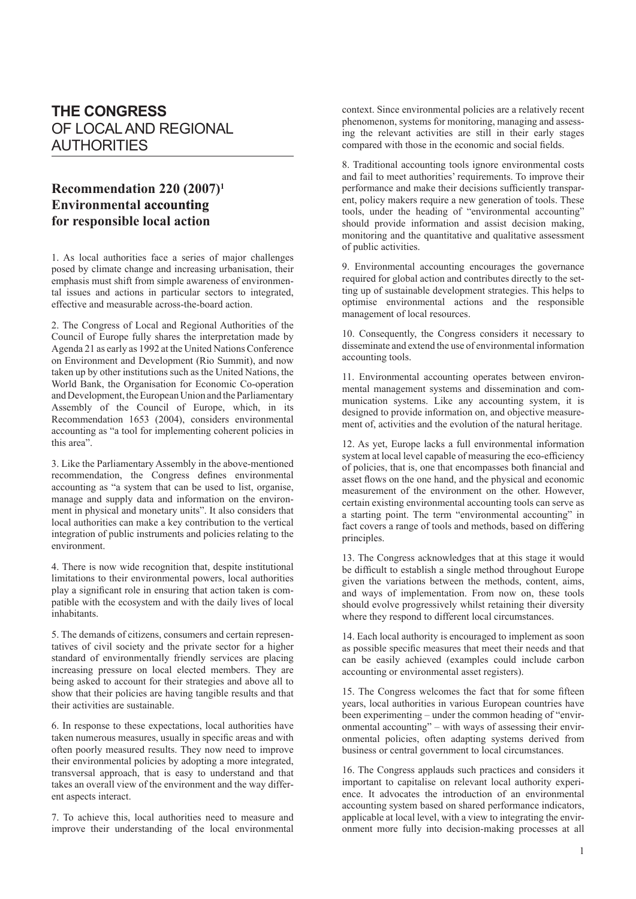# THE CONGRESS OF LOCAL AND REGIONAL AUTHORITIES

## Recommendation 220 (2007)[1] Environmental accounting for responsible local action

1. As local authorities face a series of major challenges posed by climate change and increasing urbanisation, their emphasis must shift from simple awareness of environmental issues and actions in particular sectors to integrated, effective and measurable across-the-board action.

2. The Congress of Local and Regional Authorities of the Council of Europe fully shares the interpretation made by Agenda 21 as early as 1992 at the United Nations Conference on Environment and Development (Rio Summit), and now taken up by other institutions such as the United Nations, the World Bank, the Organisation for Economic Co-operation and Development, the European Union and the Parliamentary Assembly of the Council of Europe, which, in its Recommendation 1653 (2004), considers environmental accounting as "a tool for implementing coherent policies in this area".

3. Like the Parliamentary Assembly in the above-mentioned recommendation, the Congress defines environmental accounting as "a system that can be used to list, organise, manage and supply data and information on the environment in physical and monetary units". It also considers that local authorities can make a key contribution to the vertical integration of public instruments and policies relating to the environment.

4. There is now wide recognition that, despite institutional limitations to their environmental powers, local authorities play a significant role in ensuring that action taken is compatible with the ecosystem and with the daily lives of local inhabitants.

5. The demands of citizens, consumers and certain representatives of civil society and the private sector for a higher standard of environmentally friendly services are placing increasing pressure on local elected members. They are being asked to account for their strategies and above all to show that their policies are having tangible results and that their activities are sustainable.

6. In response to these expectations, local authorities have taken numerous measures, usually in specific areas and with often poorly measured results. They now need to improve their environmental policies by adopting a more integrated, transversal approach, that is easy to understand and that takes an overall view of the environment and the way different aspects interact.

7. To achieve this, local authorities need to measure and improve their understanding of the local environmental context. Since environmental policies are a relatively recent phenomenon, systems for monitoring, managing and assessing the relevant activities are still in their early stages compared with those in the economic and social fields.

8. Traditional accounting tools ignore environmental costs and fail to meet authorities' requirements. To improve their performance and make their decisions sufficiently transparent, policy makers require a new generation of tools. These tools, under the heading of "environmental accounting" should provide information and assist decision making, monitoring and the quantitative and qualitative assessment of public activities.

9. Environmental accounting encourages the governance required for global action and contributes directly to the setting up of sustainable development strategies. This helps to optimise environmental actions and the responsible management of local resources.

10. Consequently, the Congress considers it necessary to disseminate and extend the use of environmental information accounting tools.

11. Environmental accounting operates between environmental management systems and dissemination and communication systems. Like any accounting system, it is designed to provide information on, and objective measurement of, activities and the evolution of the natural heritage.

12. As yet, Europe lacks a full environmental information system at local level capable of measuring the eco-efficiency of policies, that is, one that encompasses both financial and asset flows on the one hand, and the physical and economic measurement of the environment on the other. However, certain existing environmental accounting tools can serve as a starting point. The term "environmental accounting" in fact covers a range of tools and methods, based on differing principles.

13. The Congress acknowledges that at this stage it would be difficult to establish a single method throughout Europe given the variations between the methods, content, aims, and ways of implementation. From now on, these tools should evolve progressively whilst retaining their diversity where they respond to different local circumstances.

14. Each local authority is encouraged to implement as soon as possible specific measures that meet their needs and that can be easily achieved (examples could include carbon accounting or environmental asset registers).

15. The Congress welcomes the fact that for some fifteen years, local authorities in various European countries have been experimenting – under the common heading of "environmental accounting" – with ways of assessing their environmental policies, often adapting systems derived from business or central government to local circumstances.

16. The Congress applauds such practices and considers it important to capitalise on relevant local authority experience. It advocates the introduction of an environmental accounting system based on shared performance indicators, applicable at local level, with a view to integrating the environment more fully into decision-making processes at all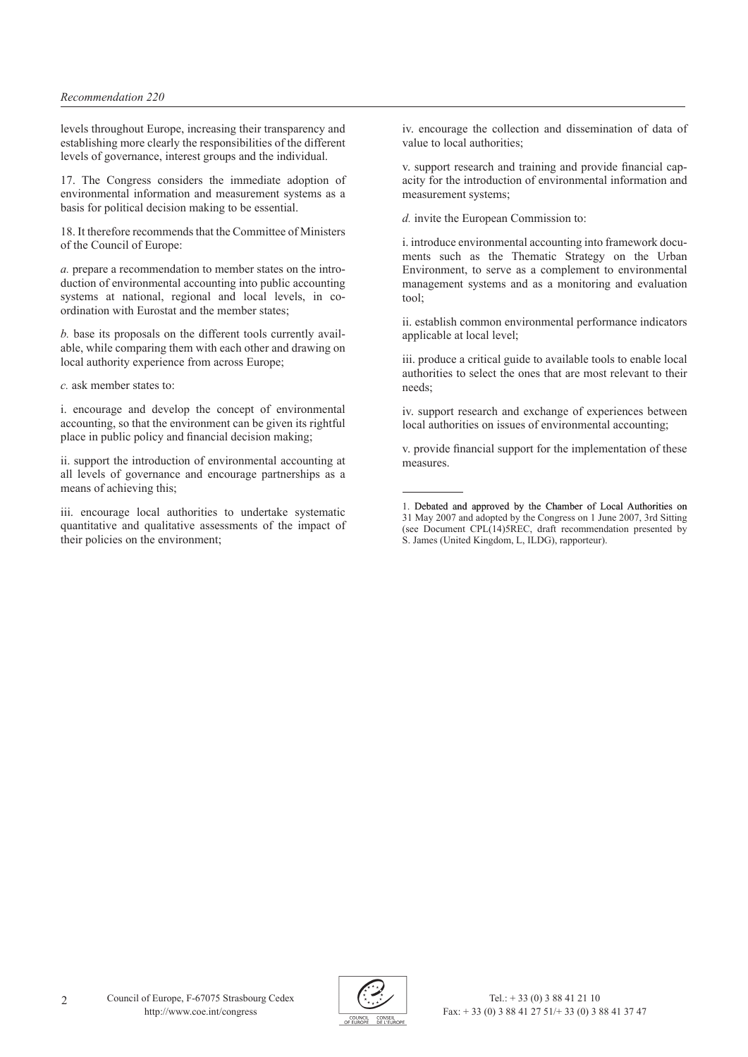levels throughout Europe, increasing their transparency and establishing more clearly the responsibilities of the different levels of governance, interest groups and the individual.

17. The Congress considers the immediate adoption of environmental information and measurement systems as a basis for political decision making to be essential.

18. It therefore recommends that the Committee of Ministers of the Council of Europe:

*a.* prepare a recommendation to member states on the introduction of environmental accounting into public accounting systems at national, regional and local levels, in co-ordination with Eurostat and the member states;

*b.* base its proposals on the different tools currently available, while comparing them with each other and drawing on local authority experience from across Europe;

*c.* ask member states to:

i. encourage and develop the concept of environmental accounting, so that the environment can be given its rightful place in public policy and financial decision making;

ii. support the introduction of environmental accounting at all levels of governance and encourage partnerships as a means of achieving this;

iii. encourage local authorities to undertake systematic quantitative and qualitative assessments of the impact of their policies on the environment;

iv. encourage the collection and dissemination of data of value to local authorities;

v. support research and training and provide financial capacity for the introduction of environmental information and measurement systems;

*d.* invite the European Commission to:

i. introduce environmental accounting into framework documents such as the Thematic Strategy on the Urban Environment, to serve as a complement to environmental management systems and as a monitoring and evaluation tool;

ii. establish common environmental performance indicators applicable at local level;

iii. produce a critical guide to available tools to enable local authorities to select the ones that are most relevant to their needs;

iv. support research and exchange of experiences between local authorities on issues of environmental accounting;

v. provide financial support for the implementation of these measures.

---

1. Debated and approved by the Chamber of Local Authorities on 31 May 2007 and adopted by the Congress on 1 June 2007, 3rd Sitting (see Document CPL(14)5REC, draft recommendation presented by S. James (United Kingdom, L, ILDG), rapporteur).